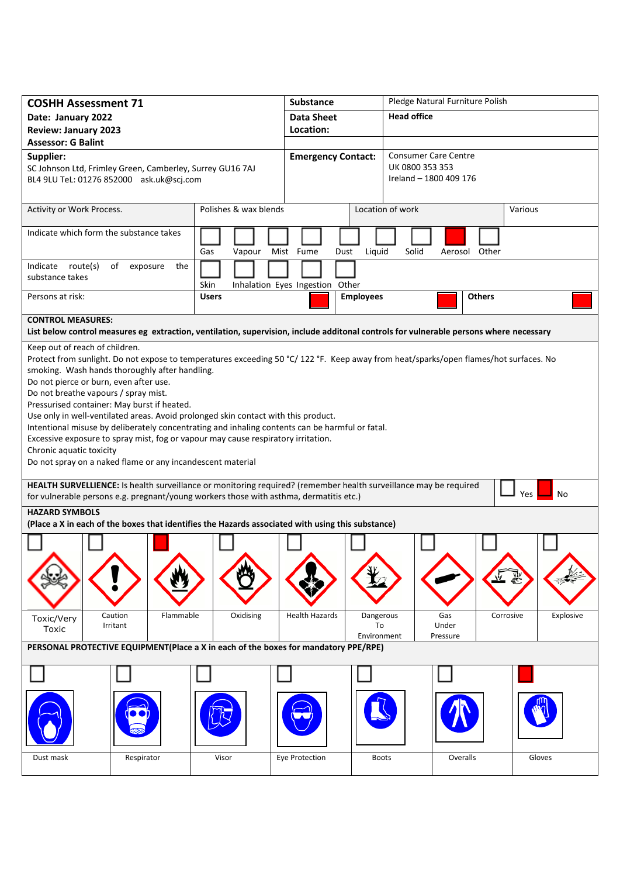| **COSHH Assessment 71**<br>**Date: January 2022**<br>**Review: January 2023**<br>**Assessor: G Balint** | **Substance** | Pledge Natural Furniture Polish |
|---|---|---|
| | **Data Sheet Location:** | **Head office** |
| **Supplier:**<br>SC Johnson Ltd, Frimley Green, Camberley, Surrey GU16 7AJ<br>BL4 9LU TeL: 01276 852000 ask.uk@scj.com | **Emergency Contact:** | Consumer Care Centre<br>UK 0800 353 353<br>Ireland – 1800 409 176 |

| Activity or Work Process. | Polishes & wax blends | Location of work | Various |
|---|---|---|---|

**Indicate which form the substance takes**

| Gas | Vapour | Mist | Fume | Dust | Liquid | Solid | Aerosol | Other |
|---|---|---|---|---|---|---|---|---|
| ☐ | ☐ | ☐ | ☐ | ☐ | ☐ | ☐ | ■ | ☐ |

**Indicate route(s) of exposure the substance takes**

| Skin | Inhalation | Eyes | Ingestion | Other |
|---|---|---|---|---|
| ☐ | ☐ | ☐ | ☐ | ☐ |

**Persons at risk:**

| Users | Employees | Others |
|---|---|---|
| ■ | ■ | ■ |

**CONTROL MEASURES:**
**List below control measures eg extraction, ventilation, supervision, include additonal controls for vulnerable persons where necessary**

Keep out of reach of children.
Protect from sunlight. Do not expose to temperatures exceeding 50 °C/ 122 °F. Keep away from heat/sparks/open flames/hot surfaces. No smoking. Wash hands thoroughly after handling.
Do not pierce or burn, even after use.
Do not breathe vapours / spray mist.
Pressurised container: May burst if heated.
Use only in well-ventilated areas. Avoid prolonged skin contact with this product.
Intentional misuse by deliberately concentrating and inhaling contents can be harmful or fatal.
Excessive exposure to spray mist, fog or vapour may cause respiratory irritation.
Chronic aquatic toxicity
Do not spray on a naked flame or any incandescent material

**HEALTH SURVELLIENCE:** Is health surveillance or monitoring required? (remember health surveillance may be required for vulnerable persons e.g. pregnant/young workers those with asthma, dermatitis etc.) ☐ Yes ■ No

**HAZARD SYMBOLS**
**(Place a X in each of the boxes that identifies the Hazards associated with using this substance)**

| Toxic/Very Toxic | Caution Irritant | Flammable | Oxidising | Health Hazards | Dangerous To Environment | Gas Under Pressure | Corrosive | Explosive |
|---|---|---|---|---|---|---|---|---|
| ☐ | ☐ | ■ | ☐ | ☐ | ☐ | ☐ | ☐ | ☐ |

**PERSONAL PROTECTIVE EQUIPMENT(Place a X in each of the boxes for mandatory PPE/RPE)**

| Dust mask | Respirator | Visor | Eye Protection | Boots | Overalls | Gloves |
|---|---|---|---|---|---|---|
| ☐ | ☐ | ☐ | ☐ | ☐ | ☐ | ■ |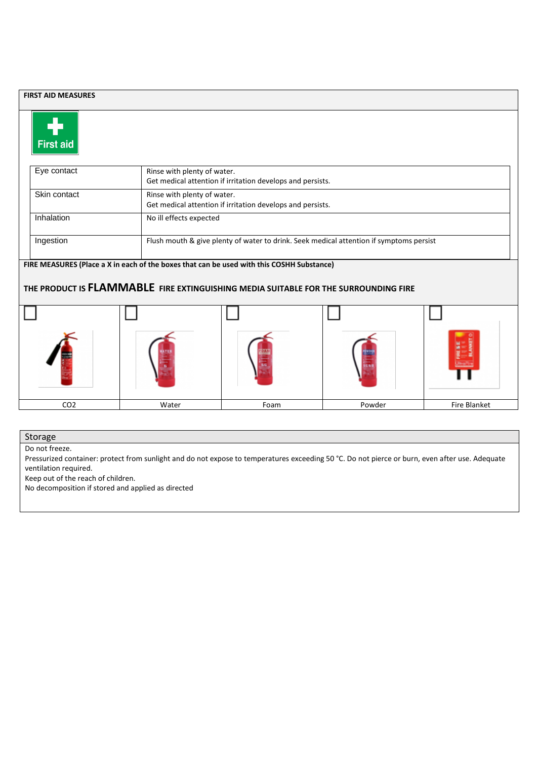## FIRST AID MEASURES

First aid

| | |
|---|---|
| Eye contact | Rinse with plenty of water.<br>Get medical attention if irritation develops and persists. |
| Skin contact | Rinse with plenty of water.<br>Get medical attention if irritation develops and persists. |
| Inhalation | No ill effects expected |
| Ingestion | Flush mouth & give plenty of water to drink. Seek medical attention if symptoms persist |

## FIRE MEASURES (Place a X in each of the boxes that can be used with this COSHH Substance)

**THE PRODUCT IS FLAMMABLE FIRE EXTINGUISHING MEDIA SUITABLE FOR THE SURROUNDING FIRE**

| ☐ | ☐ | ☐ | ☐ | ☐ |
|---|---|---|---|---|
| $CO_2$ | Water | Foam | Powder | Fire Blanket |

## Storage

Do not freeze.

Pressurized container: protect from sunlight and do not expose to temperatures exceeding 50 °C. Do not pierce or burn, even after use. Adequate ventilation required.

Keep out of the reach of children.

No decomposition if stored and applied as directed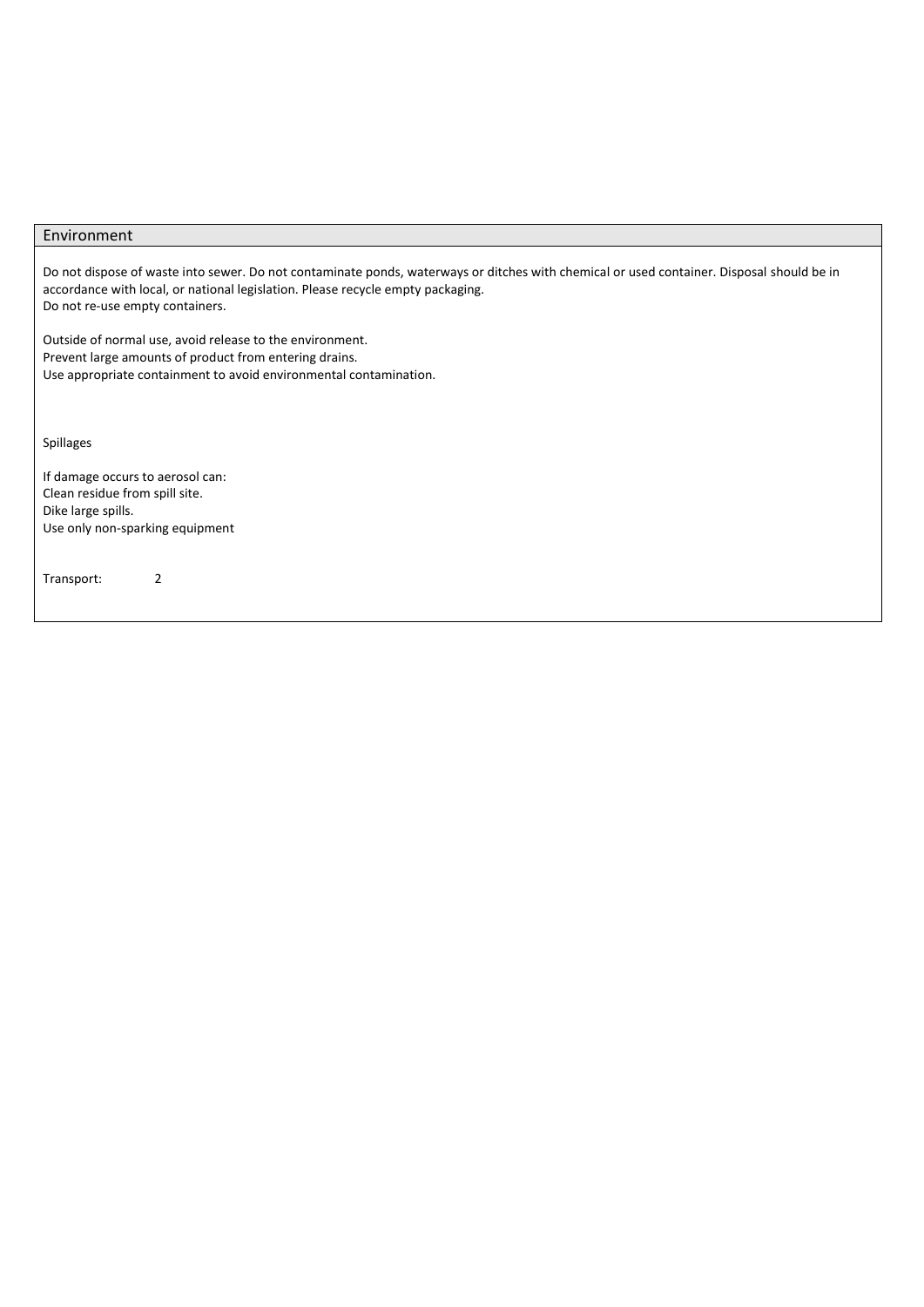## Environment

Do not dispose of waste into sewer. Do not contaminate ponds, waterways or ditches with chemical or used container. Disposal should be in accordance with local, or national legislation. Please recycle empty packaging.
Do not re-use empty containers.

Outside of normal use, avoid release to the environment.
Prevent large amounts of product from entering drains.
Use appropriate containment to avoid environmental contamination.

Spillages

If damage occurs to aerosol can:
Clean residue from spill site.
Dike large spills.
Use only non-sparking equipment

Transport: 2